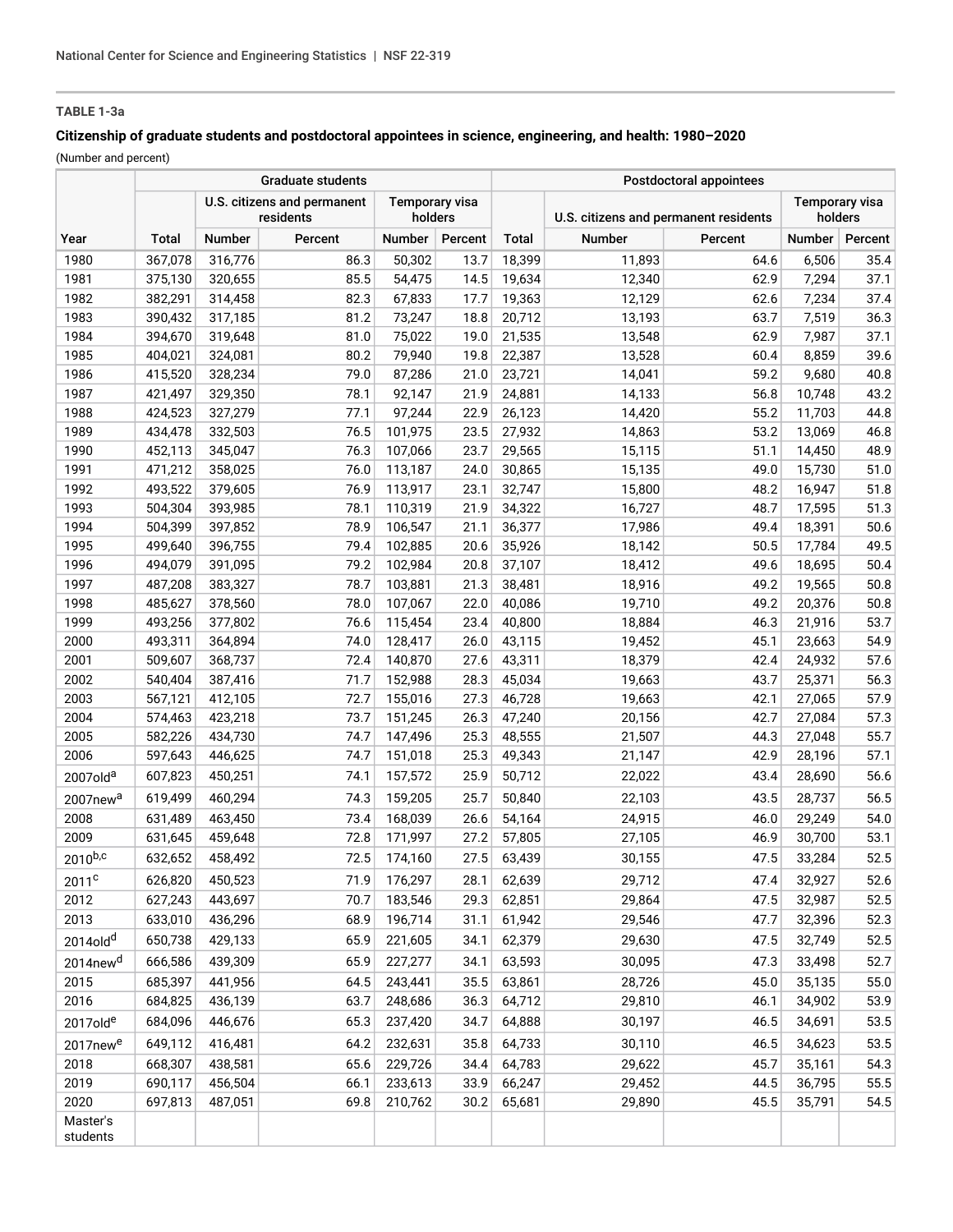**TABLE 1-3a**

**Citizenship of graduate students and postdoctoral appointees in science, engineering, and health: 1980–2020**

(Number and percent)

| | Graduate students | | | | | Postdoctoral appointees | | | | |
|---|---|---|---|---|---|---|---|---|---|---|
| | | U.S. citizens and permanent residents | | Temporary visa holders | | | U.S. citizens and permanent residents | | Temporary visa holders | |
| Year | Total | Number | Percent | Number | Percent | Total | Number | Percent | Number | Percent |
| 1980 | 367,078 | 316,776 | 86.3 | 50,302 | 13.7 | 18,399 | 11,893 | 64.6 | 6,506 | 35.4 |
| 1981 | 375,130 | 320,655 | 85.5 | 54,475 | 14.5 | 19,634 | 12,340 | 62.9 | 7,294 | 37.1 |
| 1982 | 382,291 | 314,458 | 82.3 | 67,833 | 17.7 | 19,363 | 12,129 | 62.6 | 7,234 | 37.4 |
| 1983 | 390,432 | 317,185 | 81.2 | 73,247 | 18.8 | 20,712 | 13,193 | 63.7 | 7,519 | 36.3 |
| 1984 | 394,670 | 319,648 | 81.0 | 75,022 | 19.0 | 21,535 | 13,548 | 62.9 | 7,987 | 37.1 |
| 1985 | 404,021 | 324,081 | 80.2 | 79,940 | 19.8 | 22,387 | 13,528 | 60.4 | 8,859 | 39.6 |
| 1986 | 415,520 | 328,234 | 79.0 | 87,286 | 21.0 | 23,721 | 14,041 | 59.2 | 9,680 | 40.8 |
| 1987 | 421,497 | 329,350 | 78.1 | 92,147 | 21.9 | 24,881 | 14,133 | 56.8 | 10,748 | 43.2 |
| 1988 | 424,523 | 327,279 | 77.1 | 97,244 | 22.9 | 26,123 | 14,420 | 55.2 | 11,703 | 44.8 |
| 1989 | 434,478 | 332,503 | 76.5 | 101,975 | 23.5 | 27,932 | 14,863 | 53.2 | 13,069 | 46.8 |
| 1990 | 452,113 | 345,047 | 76.3 | 107,066 | 23.7 | 29,565 | 15,115 | 51.1 | 14,450 | 48.9 |
| 1991 | 471,212 | 358,025 | 76.0 | 113,187 | 24.0 | 30,865 | 15,135 | 49.0 | 15,730 | 51.0 |
| 1992 | 493,522 | 379,605 | 76.9 | 113,917 | 23.1 | 32,747 | 15,800 | 48.2 | 16,947 | 51.8 |
| 1993 | 504,304 | 393,985 | 78.1 | 110,319 | 21.9 | 34,322 | 16,727 | 48.7 | 17,595 | 51.3 |
| 1994 | 504,399 | 397,852 | 78.9 | 106,547 | 21.1 | 36,377 | 17,986 | 49.4 | 18,391 | 50.6 |
| 1995 | 499,640 | 396,755 | 79.4 | 102,885 | 20.6 | 35,926 | 18,142 | 50.5 | 17,784 | 49.5 |
| 1996 | 494,079 | 391,095 | 79.2 | 102,984 | 20.8 | 37,107 | 18,412 | 49.6 | 18,695 | 50.4 |
| 1997 | 487,208 | 383,327 | 78.7 | 103,881 | 21.3 | 38,481 | 18,916 | 49.2 | 19,565 | 50.8 |
| 1998 | 485,627 | 378,560 | 78.0 | 107,067 | 22.0 | 40,086 | 19,710 | 49.2 | 20,376 | 50.8 |
| 1999 | 493,256 | 377,802 | 76.6 | 115,454 | 23.4 | 40,800 | 18,884 | 46.3 | 21,916 | 53.7 |
| 2000 | 493,311 | 364,894 | 74.0 | 128,417 | 26.0 | 43,115 | 19,452 | 45.1 | 23,663 | 54.9 |
| 2001 | 509,607 | 368,737 | 72.4 | 140,870 | 27.6 | 43,311 | 18,379 | 42.4 | 24,932 | 57.6 |
| 2002 | 540,404 | 387,416 | 71.7 | 152,988 | 28.3 | 45,034 | 19,663 | 43.7 | 25,371 | 56.3 |
| 2003 | 567,121 | 412,105 | 72.7 | 155,016 | 27.3 | 46,728 | 19,663 | 42.1 | 27,065 | 57.9 |
| 2004 | 574,463 | 423,218 | 73.7 | 151,245 | 26.3 | 47,240 | 20,156 | 42.7 | 27,084 | 57.3 |
| 2005 | 582,226 | 434,730 | 74.7 | 147,496 | 25.3 | 48,555 | 21,507 | 44.3 | 27,048 | 55.7 |
| 2006 | 597,643 | 446,625 | 74.7 | 151,018 | 25.3 | 49,343 | 21,147 | 42.9 | 28,196 | 57.1 |
| 2007old[a] | 607,823 | 450,251 | 74.1 | 157,572 | 25.9 | 50,712 | 22,022 | 43.4 | 28,690 | 56.6 |
| 2007new[a] | 619,499 | 460,294 | 74.3 | 159,205 | 25.7 | 50,840 | 22,103 | 43.5 | 28,737 | 56.5 |
| 2008 | 631,489 | 463,450 | 73.4 | 168,039 | 26.6 | 54,164 | 24,915 | 46.0 | 29,249 | 54.0 |
| 2009 | 631,645 | 459,648 | 72.8 | 171,997 | 27.2 | 57,805 | 27,105 | 46.9 | 30,700 | 53.1 |
| 2010[b,c] | 632,652 | 458,492 | 72.5 | 174,160 | 27.5 | 63,439 | 30,155 | 47.5 | 33,284 | 52.5 |
| 2011[c] | 626,820 | 450,523 | 71.9 | 176,297 | 28.1 | 62,639 | 29,712 | 47.4 | 32,927 | 52.6 |
| 2012 | 627,243 | 443,697 | 70.7 | 183,546 | 29.3 | 62,851 | 29,864 | 47.5 | 32,987 | 52.5 |
| 2013 | 633,010 | 436,296 | 68.9 | 196,714 | 31.1 | 61,942 | 29,546 | 47.7 | 32,396 | 52.3 |
| 2014old[d] | 650,738 | 429,133 | 65.9 | 221,605 | 34.1 | 62,379 | 29,630 | 47.5 | 32,749 | 52.5 |
| 2014new[d] | 666,586 | 439,309 | 65.9 | 227,277 | 34.1 | 63,593 | 30,095 | 47.3 | 33,498 | 52.7 |
| 2015 | 685,397 | 441,956 | 64.5 | 243,441 | 35.5 | 63,861 | 28,726 | 45.0 | 35,135 | 55.0 |
| 2016 | 684,825 | 436,139 | 63.7 | 248,686 | 36.3 | 64,712 | 29,810 | 46.1 | 34,902 | 53.9 |
| 2017old[e] | 684,096 | 446,676 | 65.3 | 237,420 | 34.7 | 64,888 | 30,197 | 46.5 | 34,691 | 53.5 |
| 2017new[e] | 649,112 | 416,481 | 64.2 | 232,631 | 35.8 | 64,733 | 30,110 | 46.5 | 34,623 | 53.5 |
| 2018 | 668,307 | 438,581 | 65.6 | 229,726 | 34.4 | 64,783 | 29,622 | 45.7 | 35,161 | 54.3 |
| 2019 | 690,117 | 456,504 | 66.1 | 233,613 | 33.9 | 66,247 | 29,452 | 44.5 | 36,795 | 55.5 |
| 2020 | 697,813 | 487,051 | 69.8 | 210,762 | 30.2 | 65,681 | 29,890 | 45.5 | 35,791 | 54.5 |
| Master's students | | | | | | | | | | |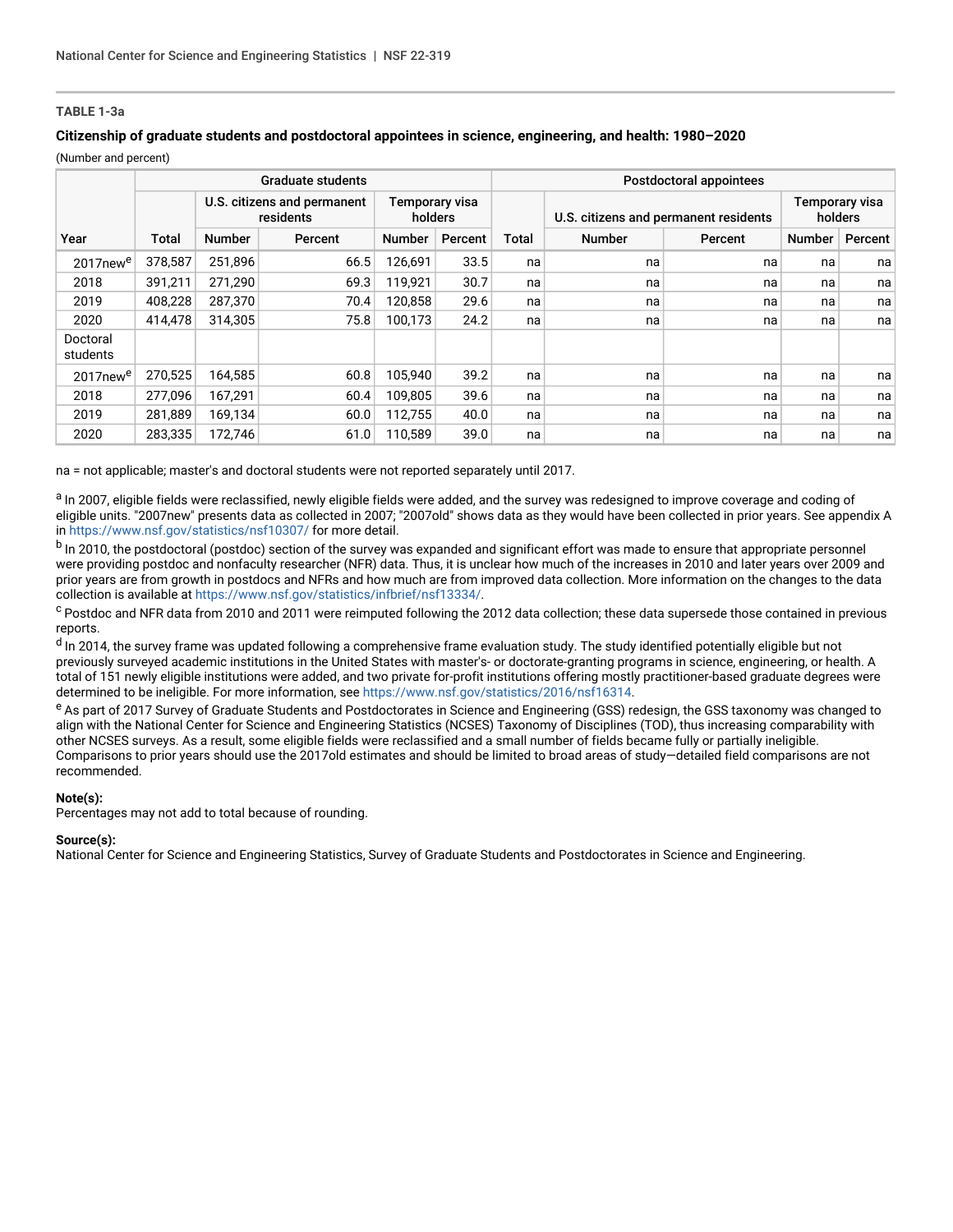**TABLE 1-3a**

**Citizenship of graduate students and postdoctoral appointees in science, engineering, and health: 1980–2020**

(Number and percent)

| Year | Graduate students | | | | | Postdoctoral appointees | | | | |
|---|---|---|---|---|---|---|---|---|---|---|
| | Total | U.S. citizens and permanent residents | | Temporary visa holders | | Total | U.S. citizens and permanent residents | | Temporary visa holders | |
| | | Number | Percent | Number | Percent | | Number | Percent | Number | Percent |
| 2017new[e] | 378,587 | 251,896 | 66.5 | 126,691 | 33.5 | na | na | na | na | na |
| 2018 | 391,211 | 271,290 | 69.3 | 119,921 | 30.7 | na | na | na | na | na |
| 2019 | 408,228 | 287,370 | 70.4 | 120,858 | 29.6 | na | na | na | na | na |
| 2020 | 414,478 | 314,305 | 75.8 | 100,173 | 24.2 | na | na | na | na | na |
| Doctoral students | | | | | | | | | | |
| 2017new[e] | 270,525 | 164,585 | 60.8 | 105,940 | 39.2 | na | na | na | na | na |
| 2018 | 277,096 | 167,291 | 60.4 | 109,805 | 39.6 | na | na | na | na | na |
| 2019 | 281,889 | 169,134 | 60.0 | 112,755 | 40.0 | na | na | na | na | na |
| 2020 | 283,335 | 172,746 | 61.0 | 110,589 | 39.0 | na | na | na | na | na |

na = not applicable; master's and doctoral students were not reported separately until 2017.

[a] In 2007, eligible fields were reclassified, newly eligible fields were added, and the survey was redesigned to improve coverage and coding of eligible units. "2007new" presents data as collected in 2007; "2007old" shows data as they would have been collected in prior years. See appendix A in https://www.nsf.gov/statistics/nsf10307/ for more detail.

[b] In 2010, the postdoctoral (postdoc) section of the survey was expanded and significant effort was made to ensure that appropriate personnel were providing postdoc and nonfaculty researcher (NFR) data. Thus, it is unclear how much of the increases in 2010 and later years over 2009 and prior years are from growth in postdocs and NFRs and how much are from improved data collection. More information on the changes to the data collection is available at https://www.nsf.gov/statistics/infbrief/nsf13334/.

[c] Postdoc and NFR data from 2010 and 2011 were reimputed following the 2012 data collection; these data supersede those contained in previous reports.

[d] In 2014, the survey frame was updated following a comprehensive frame evaluation study. The study identified potentially eligible but not previously surveyed academic institutions in the United States with master's- or doctorate-granting programs in science, engineering, or health. A total of 151 newly eligible institutions were added, and two private for-profit institutions offering mostly practitioner-based graduate degrees were determined to be ineligible. For more information, see https://www.nsf.gov/statistics/2016/nsf16314.

[e] As part of 2017 Survey of Graduate Students and Postdoctorates in Science and Engineering (GSS) redesign, the GSS taxonomy was changed to align with the National Center for Science and Engineering Statistics (NCSES) Taxonomy of Disciplines (TOD), thus increasing comparability with other NCSES surveys. As a result, some eligible fields were reclassified and a small number of fields became fully or partially ineligible. Comparisons to prior years should use the 2017old estimates and should be limited to broad areas of study—detailed field comparisons are not recommended.

**Note(s):**
Percentages may not add to total because of rounding.

**Source(s):**
National Center for Science and Engineering Statistics, Survey of Graduate Students and Postdoctorates in Science and Engineering.